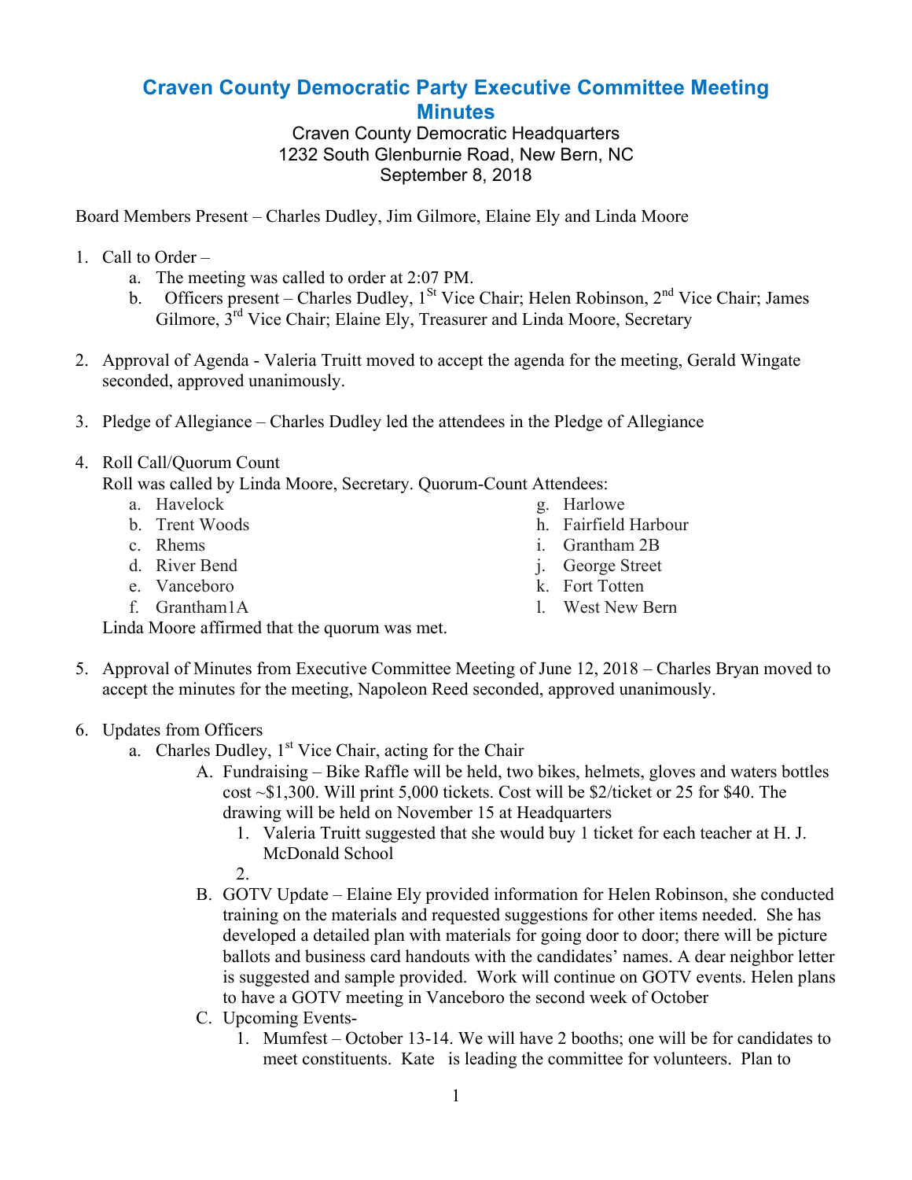# Craven County Democratic Party Executive Committee Meeting Minutes

Craven County Democratic Headquarters
1232 South Glenburnie Road, New Bern, NC
September 8, 2018

Board Members Present – Charles Dudley, Jim Gilmore, Elaine Ely and Linda Moore

1. Call to Order –
   a. The meeting was called to order at 2:07 PM.
   b. Officers present – Charles Dudley, 1st Vice Chair; Helen Robinson, 2nd Vice Chair; James Gilmore, 3rd Vice Chair; Elaine Ely, Treasurer and Linda Moore, Secretary

2. Approval of Agenda - Valeria Truitt moved to accept the agenda for the meeting, Gerald Wingate seconded, approved unanimously.

3. Pledge of Allegiance – Charles Dudley led the attendees in the Pledge of Allegiance

4. Roll Call/Quorum Count
   Roll was called by Linda Moore, Secretary. Quorum-Count Attendees:
   a. Havelock
   b. Trent Woods
   c. Rhems
   d. River Bend
   e. Vanceboro
   f. Grantham1A
   g. Harlowe
   h. Fairfield Harbour
   i. Grantham 2B
   j. George Street
   k. Fort Totten
   l. West New Bern

   Linda Moore affirmed that the quorum was met.

5. Approval of Minutes from Executive Committee Meeting of June 12, 2018 – Charles Bryan moved to accept the minutes for the meeting, Napoleon Reed seconded, approved unanimously.

6. Updates from Officers
   a. Charles Dudley, 1st Vice Chair, acting for the Chair
      A. Fundraising – Bike Raffle will be held, two bikes, helmets, gloves and waters bottles cost ~$1,300. Will print 5,000 tickets. Cost will be $2/ticket or 25 for $40. The drawing will be held on November 15 at Headquarters
         1. Valeria Truitt suggested that she would buy 1 ticket for each teacher at H. J. McDonald School
         2.
      B. GOTV Update – Elaine Ely provided information for Helen Robinson, she conducted training on the materials and requested suggestions for other items needed. She has developed a detailed plan with materials for going door to door; there will be picture ballots and business card handouts with the candidates' names. A dear neighbor letter is suggested and sample provided. Work will continue on GOTV events. Helen plans to have a GOTV meeting in Vanceboro the second week of October
      C. Upcoming Events-
         1. Mumfest – October 13-14. We will have 2 booths; one will be for candidates to meet constituents. Kate is leading the committee for volunteers. Plan to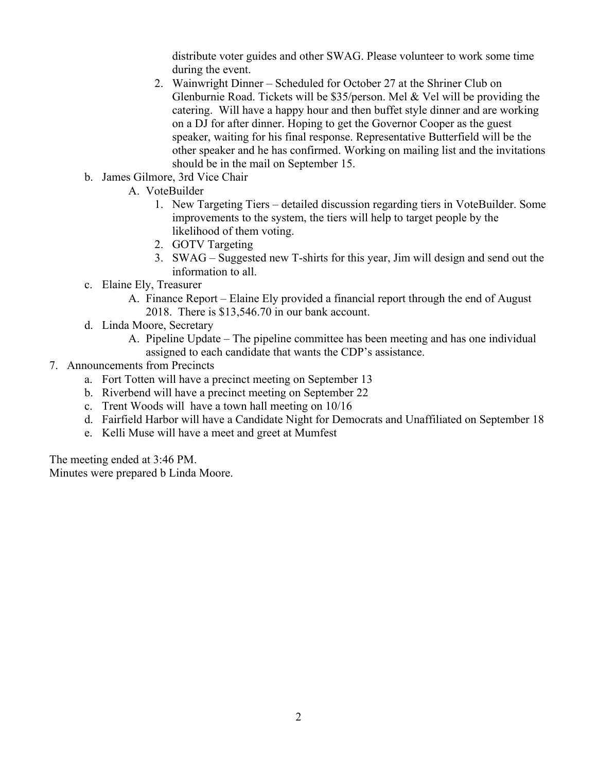distribute voter guides and other SWAG. Please volunteer to work some time during the event.

2. Wainwright Dinner – Scheduled for October 27 at the Shriner Club on Glenburnie Road. Tickets will be $35/person. Mel & Vel will be providing the catering. Will have a happy hour and then buffet style dinner and are working on a DJ for after dinner. Hoping to get the Governor Cooper as the guest speaker, waiting for his final response. Representative Butterfield will be the other speaker and he has confirmed. Working on mailing list and the invitations should be in the mail on September 15.

b. James Gilmore, 3rd Vice Chair
   A. VoteBuilder
      1. New Targeting Tiers – detailed discussion regarding tiers in VoteBuilder. Some improvements to the system, the tiers will help to target people by the likelihood of them voting.
      2. GOTV Targeting
      3. SWAG – Suggested new T-shirts for this year, Jim will design and send out the information to all.

c. Elaine Ely, Treasurer
   A. Finance Report – Elaine Ely provided a financial report through the end of August 2018. There is $13,546.70 in our bank account.

d. Linda Moore, Secretary
   A. Pipeline Update – The pipeline committee has been meeting and has one individual assigned to each candidate that wants the CDP's assistance.

7. Announcements from Precincts
   a. Fort Totten will have a precinct meeting on September 13
   b. Riverbend will have a precinct meeting on September 22
   c. Trent Woods will have a town hall meeting on 10/16
   d. Fairfield Harbor will have a Candidate Night for Democrats and Unaffiliated on September 18
   e. Kelli Muse will have a meet and greet at Mumfest

The meeting ended at 3:46 PM.
Minutes were prepared b Linda Moore.